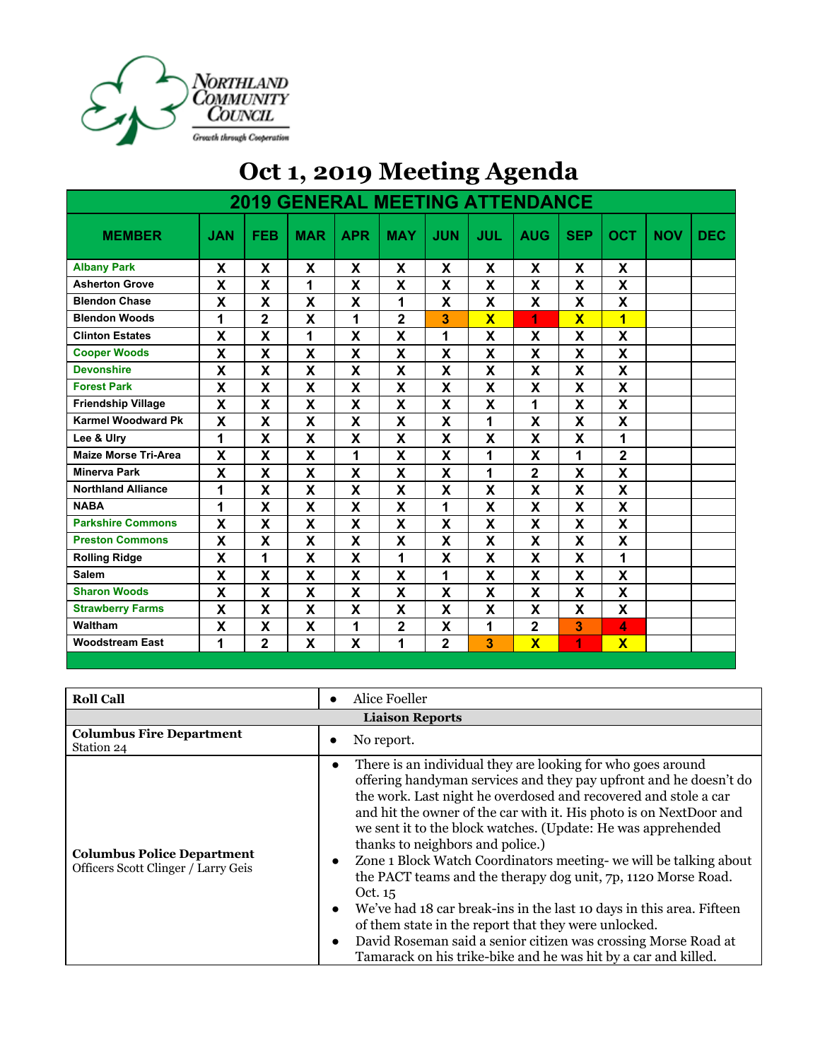Northland Community Council

Growth through Cooperation

# Oct 1, 2019 Meeting Agenda

| 2019 GENERAL MEETING ATTENDANCE | | | | | | | | | | | | |
|---|---|---|---|---|---|---|---|---|---|---|---|---|
| MEMBER | JAN | FEB | MAR | APR | MAY | JUN | JUL | AUG | SEP | OCT | NOV | DEC |
| Albany Park | X | X | X | X | X | X | X | X | X | X | | |
| Asherton Grove | X | X | 1 | X | X | X | X | X | X | X | | |
| Blendon Chase | X | X | X | X | 1 | X | X | X | X | X | | |
| Blendon Woods | 1 | 2 | X | 1 | 2 | 3 | X | 1 | X | 1 | | |
| Clinton Estates | X | X | 1 | X | X | 1 | X | X | X | X | | |
| Cooper Woods | X | X | X | X | X | X | X | X | X | X | | |
| Devonshire | X | X | X | X | X | X | X | X | X | X | | |
| Forest Park | X | X | X | X | X | X | X | X | X | X | | |
| Friendship Village | X | X | X | X | X | X | X | 1 | X | X | | |
| Karmel Woodward Pk | X | X | X | X | X | X | 1 | X | X | X | | |
| Lee & Ulry | 1 | X | X | X | X | X | X | X | X | 1 | | |
| Maize Morse Tri-Area | X | X | X | 1 | X | X | 1 | X | 1 | 2 | | |
| Minerva Park | X | X | X | X | X | X | 1 | 2 | X | X | | |
| Northland Alliance | 1 | X | X | X | X | X | X | X | X | X | | |
| NABA | 1 | X | X | X | X | 1 | X | X | X | X | | |
| Parkshire Commons | X | X | X | X | X | X | X | X | X | X | | |
| Preston Commons | X | X | X | X | X | X | X | X | X | X | | |
| Rolling Ridge | X | 1 | X | X | 1 | X | X | X | X | 1 | | |
| Salem | X | X | X | X | X | 1 | X | X | X | X | | |
| Sharon Woods | X | X | X | X | X | X | X | X | X | X | | |
| Strawberry Farms | X | X | X | X | X | X | X | X | X | X | | |
| Waltham | X | X | X | 1 | 2 | X | 1 | 2 | 3 | 4 | | |
| Woodstream East | 1 | 2 | X | X | 1 | 2 | 3 | X | 1 | X | | |

| Roll Call | • Alice Foeller |
|---|---|
| **Liaison Reports** | |
| **Columbus Fire Department**<br>Station 24 | • No report. |
| **Columbus Police Department**<br>Officers Scott Clinger / Larry Geis | • There is an individual they are looking for who goes around offering handyman services and they pay upfront and he doesn't do the work. Last night he overdosed and recovered and stole a car and hit the owner of the car with it. His photo is on NextDoor and we sent it to the block watches. (Update: He was apprehended thanks to neighbors and police.)<br>• Zone 1 Block Watch Coordinators meeting- we will be talking about the PACT teams and the therapy dog unit, 7p, 1120 Morse Road. Oct. 15<br>• We've had 18 car break-ins in the last 10 days in this area. Fifteen of them state in the report that they were unlocked.<br>• David Roseman said a senior citizen was crossing Morse Road at Tamarack on his trike-bike and he was hit by a car and killed. |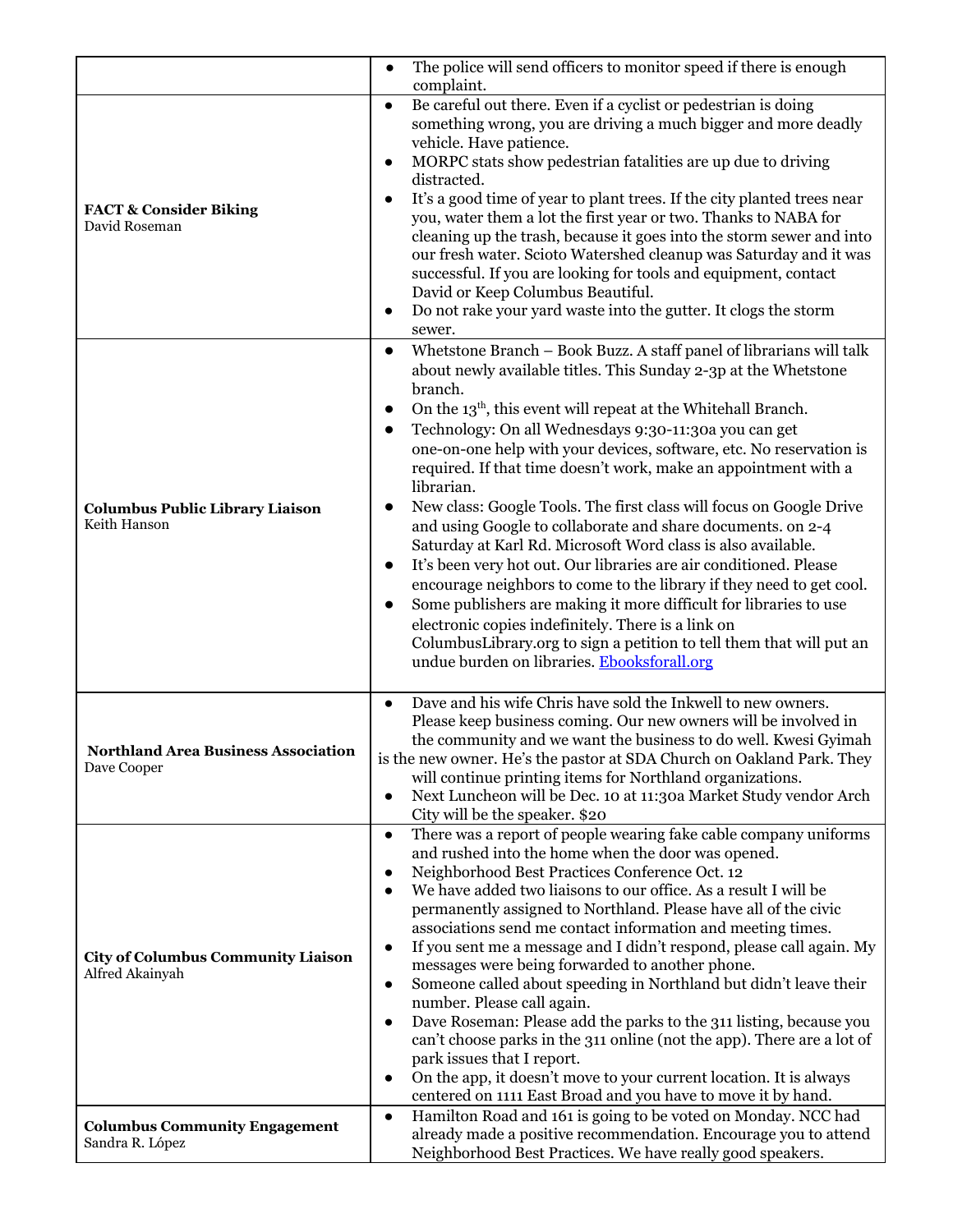| | |
|---|---|
| | <ul><li>The police will send officers to monitor speed if there is enough complaint.</li></ul> |
| **FACT & Consider Biking**<br>David Roseman | <ul><li>Be careful out there. Even if a cyclist or pedestrian is doing something wrong, you are driving a much bigger and more deadly vehicle. Have patience.</li><li>MORPC stats show pedestrian fatalities are up due to driving distracted.</li><li>It's a good time of year to plant trees. If the city planted trees near you, water them a lot the first year or two. Thanks to NABA for cleaning up the trash, because it goes into the storm sewer and into our fresh water. Scioto Watershed cleanup was Saturday and it was successful. If you are looking for tools and equipment, contact David or Keep Columbus Beautiful.</li><li>Do not rake your yard waste into the gutter. It clogs the storm sewer.</li></ul> |
| **Columbus Public Library Liaison**<br>Keith Hanson | <ul><li>Whetstone Branch – Book Buzz. A staff panel of librarians will talk about newly available titles. This Sunday 2-3p at the Whetstone branch.</li><li>On the 13th, this event will repeat at the Whitehall Branch.</li><li>Technology: On all Wednesdays 9:30-11:30a you can get one-on-one help with your devices, software, etc. No reservation is required. If that time doesn't work, make an appointment with a librarian.</li><li>New class: Google Tools. The first class will focus on Google Drive and using Google to collaborate and share documents. on 2-4 Saturday at Karl Rd. Microsoft Word class is also available.</li><li>It's been very hot out. Our libraries are air conditioned. Please encourage neighbors to come to the library if they need to get cool.</li><li>Some publishers are making it more difficult for libraries to use electronic copies indefinitely. There is a link on ColumbusLibrary.org to sign a petition to tell them that will put an undue burden on libraries. [Ebooksforall.org](Ebooksforall.org)</li></ul> |
| **Northland Area Business Association**<br>Dave Cooper | <ul><li>Dave and his wife Chris have sold the Inkwell to new owners. Please keep business coming. Our new owners will be involved in the community and we want the business to do well. Kwesi Gyimah is the new owner. He's the pastor at SDA Church on Oakland Park. They will continue printing items for Northland organizations.</li><li>Next Luncheon will be Dec. 10 at 11:30a Market Study vendor Arch City will be the speaker. $20</li></ul> |
| **City of Columbus Community Liaison**<br>Alfred Akainyah | <ul><li>There was a report of people wearing fake cable company uniforms and rushed into the home when the door was opened.</li><li>Neighborhood Best Practices Conference Oct. 12</li><li>We have added two liaisons to our office. As a result I will be permanently assigned to Northland. Please have all of the civic associations send me contact information and meeting times.</li><li>If you sent me a message and I didn't respond, please call again. My messages were being forwarded to another phone.</li><li>Someone called about speeding in Northland but didn't leave their number. Please call again.</li><li>Dave Roseman: Please add the parks to the 311 listing, because you can't choose parks in the 311 online (not the app). There are a lot of park issues that I report.</li><li>On the app, it doesn't move to your current location. It is always centered on 1111 East Broad and you have to move it by hand.</li></ul> |
| **Columbus Community Engagement**<br>Sandra R. López | <ul><li>Hamilton Road and 161 is going to be voted on Monday. NCC had already made a positive recommendation. Encourage you to attend Neighborhood Best Practices. We have really good speakers.</li></ul> |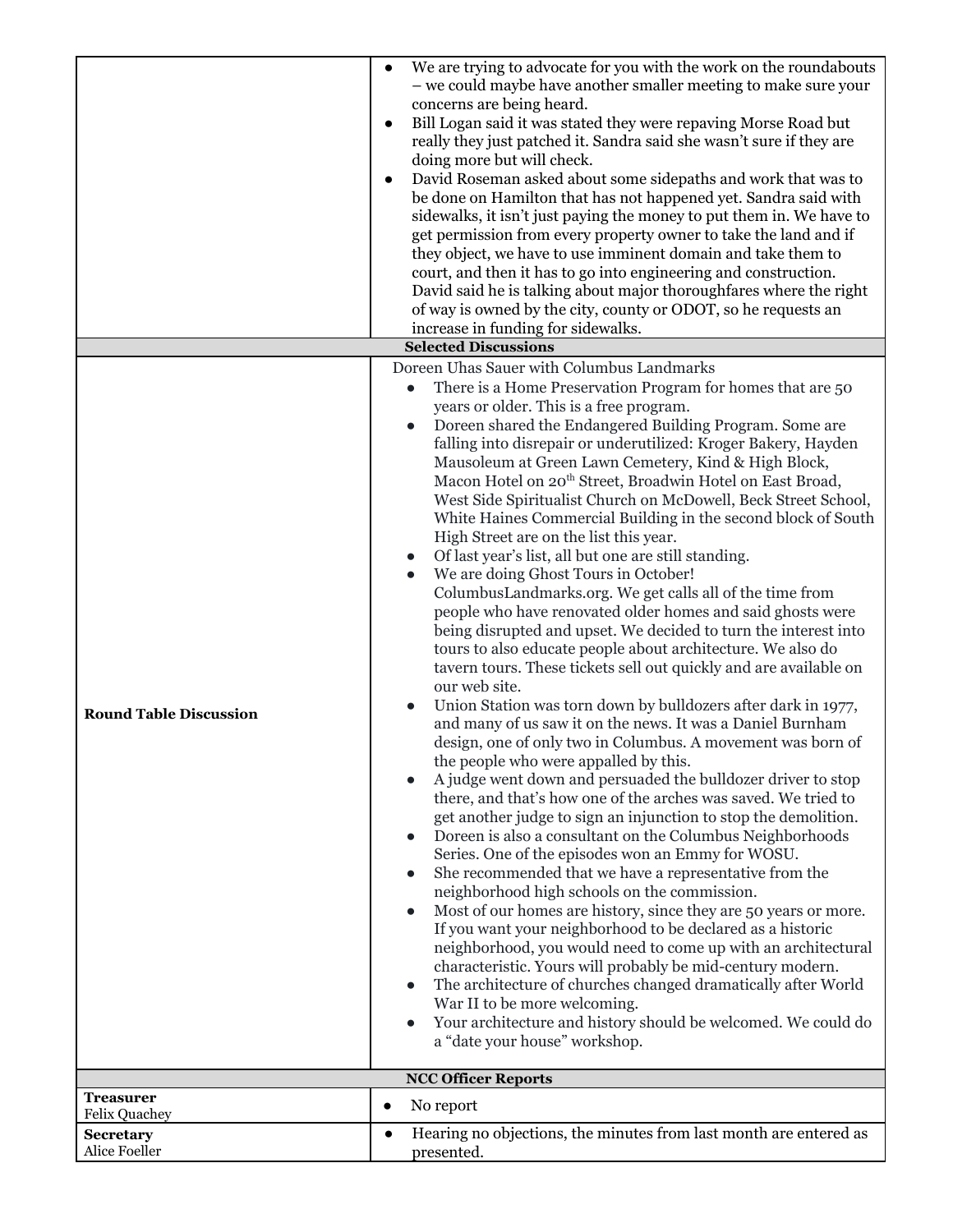| | |
|---|---|
| | • We are trying to advocate for you with the work on the roundabouts – we could maybe have another smaller meeting to make sure your concerns are being heard.<br>• Bill Logan said it was stated they were repaving Morse Road but really they just patched it. Sandra said she wasn't sure if they are doing more but will check.<br>• David Roseman asked about some sidepaths and work that was to be done on Hamilton that has not happened yet. Sandra said with sidewalks, it isn't just paying the money to put them in. We have to get permission from every property owner to take the land and if they object, we have to use imminent domain and take them to court, and then it has to go into engineering and construction. David said he is talking about major thoroughfares where the right of way is owned by the city, county or ODOT, so he requests an increase in funding for sidewalks. |
| **Selected Discussions** | |
| **Round Table Discussion** | Doreen Uhas Sauer with Columbus Landmarks<br>• There is a Home Preservation Program for homes that are 50 years or older. This is a free program.<br>• Doreen shared the Endangered Building Program. Some are falling into disrepair or underutilized: Kroger Bakery, Hayden Mausoleum at Green Lawn Cemetery, Kind & High Block, Macon Hotel on 20th Street, Broadwin Hotel on East Broad, West Side Spiritualist Church on McDowell, Beck Street School, White Haines Commercial Building in the second block of South High Street are on the list this year.<br>• Of last year's list, all but one are still standing.<br>• We are doing Ghost Tours in October! ColumbusLandmarks.org. We get calls all of the time from people who have renovated older homes and said ghosts were being disrupted and upset. We decided to turn the interest into tours to also educate people about architecture. We also do tavern tours. These tickets sell out quickly and are available on our web site.<br>• Union Station was torn down by bulldozers after dark in 1977, and many of us saw it on the news. It was a Daniel Burnham design, one of only two in Columbus. A movement was born of the people who were appalled by this.<br>• A judge went down and persuaded the bulldozer driver to stop there, and that's how one of the arches was saved. We tried to get another judge to sign an injunction to stop the demolition.<br>• Doreen is also a consultant on the Columbus Neighborhoods Series. One of the episodes won an Emmy for WOSU.<br>• She recommended that we have a representative from the neighborhood high schools on the commission.<br>• Most of our homes are history, since they are 50 years or more. If you want your neighborhood to be declared as a historic neighborhood, you would need to come up with an architectural characteristic. Yours will probably be mid-century modern.<br>• The architecture of churches changed dramatically after World War II to be more welcoming.<br>• Your architecture and history should be welcomed. We could do a "date your house" workshop. |
| **NCC Officer Reports** | |
| **Treasurer**<br>Felix Quachey | • No report |
| **Secretary**<br>Alice Foeller | • Hearing no objections, the minutes from last month are entered as presented. |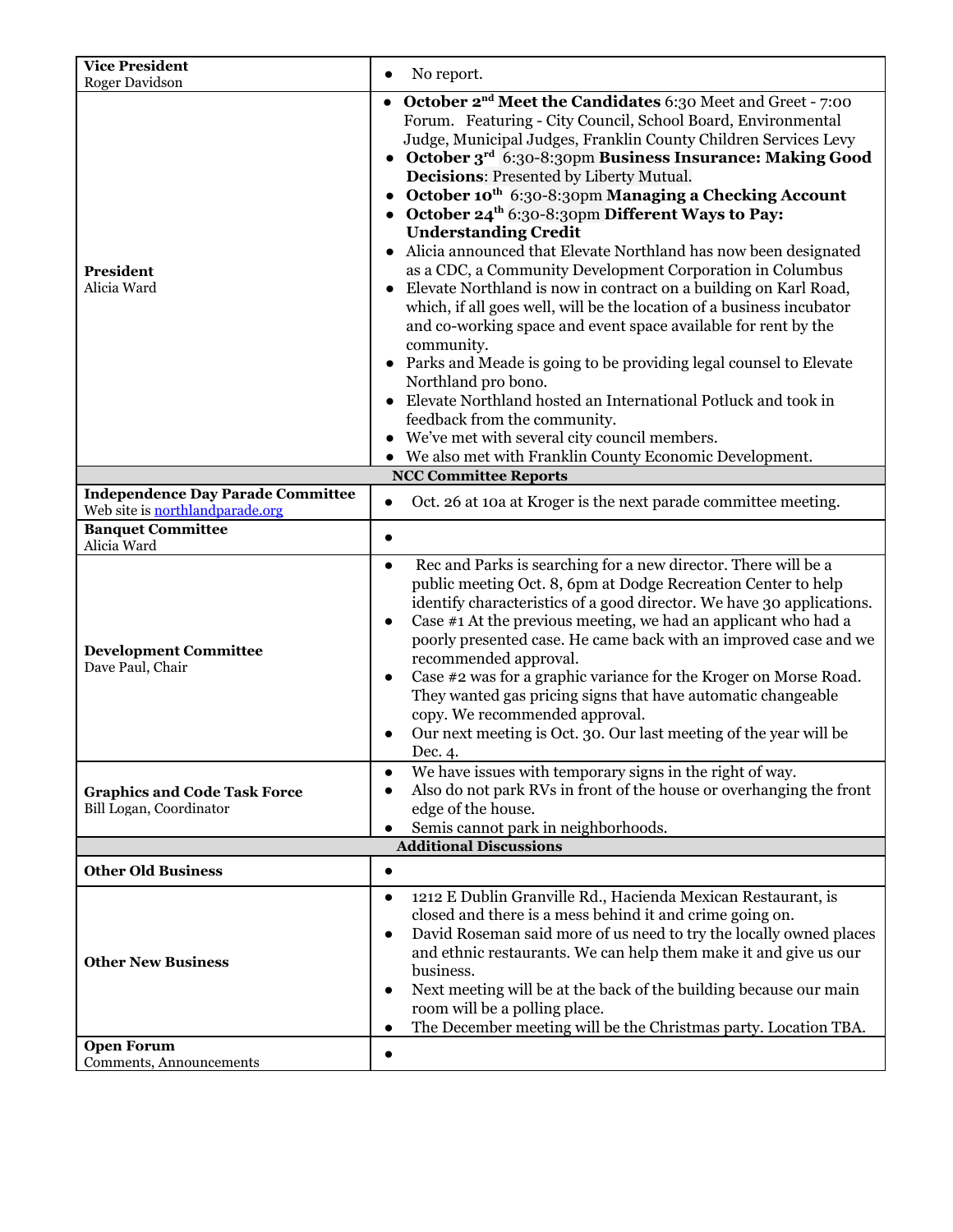| | |
|---|---|
| **Vice President**<br>Roger Davidson | • No report. |
| **President**<br>Alicia Ward | • **October 2nd Meet the Candidates** 6:30 Meet and Greet - 7:00 Forum. Featuring - City Council, School Board, Environmental Judge, Municipal Judges, Franklin County Children Services Levy<br>• **October 3rd** 6:30-8:30pm **Business Insurance: Making Good Decisions**: Presented by Liberty Mutual.<br>• **October 10th** 6:30-8:30pm **Managing a Checking Account**<br>• **October 24th** 6:30-8:30pm **Different Ways to Pay: Understanding Credit**<br>• Alicia announced that Elevate Northland has now been designated as a CDC, a Community Development Corporation in Columbus<br>• Elevate Northland is now in contract on a building on Karl Road, which, if all goes well, will be the location of a business incubator and co-working space and event space available for rent by the community.<br>• Parks and Meade is going to be providing legal counsel to Elevate Northland pro bono.<br>• Elevate Northland hosted an International Potluck and took in feedback from the community.<br>• We've met with several city council members.<br>• We also met with Franklin County Economic Development. |
| **NCC Committee Reports** | |
| **Independence Day Parade Committee**<br>Web site is [northlandparade.org](http://northlandparade.org) | • Oct. 26 at 10a at Kroger is the next parade committee meeting. |
| **Banquet Committee**<br>Alicia Ward | • |
| **Development Committee**<br>Dave Paul, Chair | • Rec and Parks is searching for a new director. There will be a public meeting Oct. 8, 6pm at Dodge Recreation Center to help identify characteristics of a good director. We have 30 applications.<br>• Case #1 At the previous meeting, we had an applicant who had a poorly presented case. He came back with an improved case and we recommended approval.<br>• Case #2 was for a graphic variance for the Kroger on Morse Road. They wanted gas pricing signs that have automatic changeable copy. We recommended approval.<br>• Our next meeting is Oct. 30. Our last meeting of the year will be Dec. 4. |
| **Graphics and Code Task Force**<br>Bill Logan, Coordinator | • We have issues with temporary signs in the right of way.<br>• Also do not park RVs in front of the house or overhanging the front edge of the house.<br>• Semis cannot park in neighborhoods. |
| **Additional Discussions** | |
| **Other Old Business** | • |
| **Other New Business** | • 1212 E Dublin Granville Rd., Hacienda Mexican Restaurant, is closed and there is a mess behind it and crime going on.<br>• David Roseman said more of us need to try the locally owned places and ethnic restaurants. We can help them make it and give us our business.<br>• Next meeting will be at the back of the building because our main room will be a polling place.<br>• The December meeting will be the Christmas party. Location TBA. |
| **Open Forum**<br>Comments, Announcements | • |